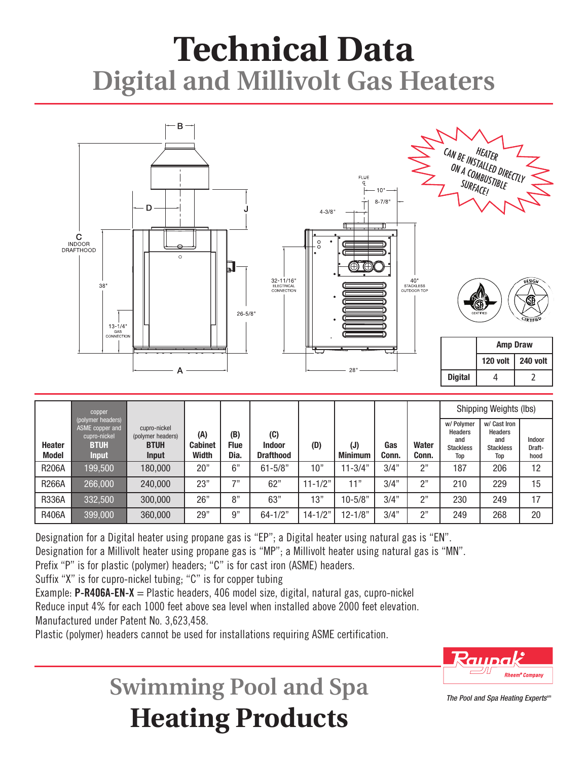# Technical Data

## Digital and Millivolt Gas Heaters

HEATER CAN BE INSTALLED DIRECTLY ON A COMBUSTIBLE SURFACE!

| | Amp Draw | |
|---|---|---|
| | 120 volt | 240 volt |
| Digital | 4 | 2 |

| Heater Model | copper (polymer headers) ASME copper and cupro-nickel **BTUH Input** | cupro-nickel (polymer headers) **BTUH Input** | (A) Cabinet Width | (B) Flue Dia. | (C) Indoor Drafthood | (D) | (J) Minimum | Gas Conn. | Water Conn. | Shipping Weights (lbs) w/ Polymer Headers and Stackless Top | w/ Cast Iron Headers and Stackless Top | Indoor Draft-hood |
|---|---|---|---|---|---|---|---|---|---|---|---|---|
| R206A | 199,500 | 180,000 | 20" | 6" | 61-5/8" | 10" | 11-3/4" | 3/4" | 2" | 187 | 206 | 12 |
| R266A | 266,000 | 240,000 | 23" | 7" | 62" | 11-1/2" | 11" | 3/4" | 2" | 210 | 229 | 15 |
| R336A | 332,500 | 300,000 | 26" | 8" | 63" | 13" | 10-5/8" | 3/4" | 2" | 230 | 249 | 17 |
| R406A | 399,000 | 360,000 | 29" | 9" | 64-1/2" | 14-1/2" | 12-1/8" | 3/4" | 2" | 249 | 268 | 20 |

Designation for a Digital heater using propane gas is "EP"; a Digital heater using natural gas is "EN".
Designation for a Millivolt heater using propane gas is "MP"; a Millivolt heater using natural gas is "MN".
Prefix "P" is for plastic (polymer) headers; "C" is for cast iron (ASME) headers.
Suffix "X" is for cupro-nickel tubing; "C" is for copper tubing
Example: **P-R406A-EN-X** = Plastic headers, 406 model size, digital, natural gas, cupro-nickel
Reduce input 4% for each 1000 feet above sea level when installed above 2000 feet elevation.
Manufactured under Patent No. 3,623,458.
Plastic (polymer) headers cannot be used for installations requiring ASME certification.

## Swimming Pool and Spa
# Heating Products

Raypak — Rheem® Company

*The Pool and Spa Heating Experts℠*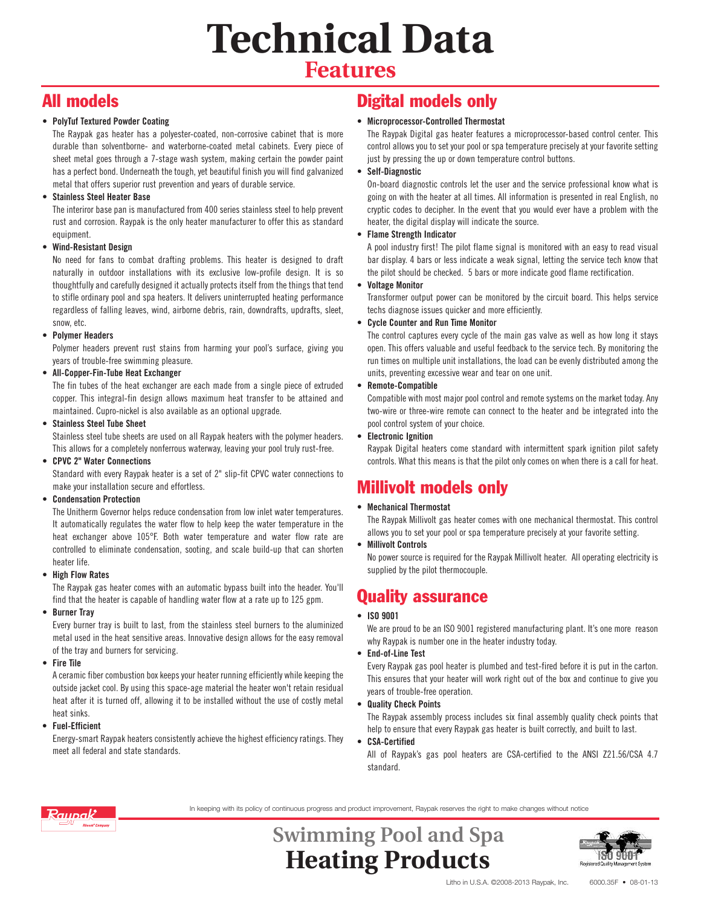# Technical Data

## Features

## All models

- **PolyTuf Textured Powder Coating**

  The Raypak gas heater has a polyester-coated, non-corrosive cabinet that is more durable than solventborne- and waterborne-coated metal cabinets. Every piece of sheet metal goes through a 7-stage wash system, making certain the powder paint has a perfect bond. Underneath the tough, yet beautiful finish you will find galvanized metal that offers superior rust prevention and years of durable service.

- **Stainless Steel Heater Base**

  The interiror base pan is manufactured from 400 series stainless steel to help prevent rust and corrosion. Raypak is the only heater manufacturer to offer this as standard equipment.

- **Wind-Resistant Design**

  No need for fans to combat drafting problems. This heater is designed to draft naturally in outdoor installations with its exclusive low-profile design. It is so thoughtfully and carefully designed it actually protects itself from the things that tend to stifle ordinary pool and spa heaters. It delivers uninterrupted heating performance regardless of falling leaves, wind, airborne debris, rain, downdrafts, updrafts, sleet, snow, etc.

- **Polymer Headers**

  Polymer headers prevent rust stains from harming your pool's surface, giving you years of trouble-free swimming pleasure.

- **All-Copper-Fin-Tube Heat Exchanger**

  The fin tubes of the heat exchanger are each made from a single piece of extruded copper. This integral-fin design allows maximum heat transfer to be attained and maintained. Cupro-nickel is also available as an optional upgrade.

- **Stainless Steel Tube Sheet**

  Stainless steel tube sheets are used on all Raypak heaters with the polymer headers. This allows for a completely nonferrous waterway, leaving your pool truly rust-free.

- **CPVC 2" Water Connections**

  Standard with every Raypak heater is a set of 2" slip-fit CPVC water connections to make your installation secure and effortless.

- **Condensation Protection**

  The Unitherm Governor helps reduce condensation from low inlet water temperatures. It automatically regulates the water flow to help keep the water temperature in the heat exchanger above 105°F. Both water temperature and water flow rate are controlled to eliminate condensation, sooting, and scale build-up that can shorten heater life.

- **High Flow Rates**

  The Raypak gas heater comes with an automatic bypass built into the header. You'll find that the heater is capable of handling water flow at a rate up to 125 gpm.

- **Burner Tray**

  Every burner tray is built to last, from the stainless steel burners to the aluminized metal used in the heat sensitive areas. Innovative design allows for the easy removal of the tray and burners for servicing.

- **Fire Tile**

  A ceramic fiber combustion box keeps your heater running efficiently while keeping the outside jacket cool. By using this space-age material the heater won't retain residual heat after it is turned off, allowing it to be installed without the use of costly metal heat sinks.

- **Fuel-Efficient**

  Energy-smart Raypak heaters consistently achieve the highest efficiency ratings. They meet all federal and state standards.

## Digital models only

- **Microprocessor-Controlled Thermostat**

  The Raypak Digital gas heater features a microprocessor-based control center. This control allows you to set your pool or spa temperature precisely at your favorite setting just by pressing the up or down temperature control buttons.

- **Self-Diagnostic**

  On-board diagnostic controls let the user and the service professional know what is going on with the heater at all times. All information is presented in real English, no cryptic codes to decipher. In the event that you would ever have a problem with the heater, the digital display will indicate the source.

- **Flame Strength Indicator**

  A pool industry first! The pilot flame signal is monitored with an easy to read visual bar display. 4 bars or less indicate a weak signal, letting the service tech know that the pilot should be checked. 5 bars or more indicate good flame rectification.

- **Voltage Monitor**

  Transformer output power can be monitored by the circuit board. This helps service techs diagnose issues quicker and more efficiently.

- **Cycle Counter and Run Time Monitor**

  The control captures every cycle of the main gas valve as well as how long it stays open. This offers valuable and useful feedback to the service tech. By monitoring the run times on multiple unit installations, the load can be evenly distributed among the units, preventing excessive wear and tear on one unit.

- **Remote-Compatible**

  Compatible with most major pool control and remote systems on the market today. Any two-wire or three-wire remote can connect to the heater and be integrated into the pool control system of your choice.

- **Electronic Ignition**

  Raypak Digital heaters come standard with intermittent spark ignition pilot safety controls. What this means is that the pilot only comes on when there is a call for heat.

## Millivolt models only

- **Mechanical Thermostat**

  The Raypak Millivolt gas heater comes with one mechanical thermostat. This control allows you to set your pool or spa temperature precisely at your favorite setting.

- **Millivolt Controls**

  No power source is required for the Raypak Millivolt heater. All operating electricity is supplied by the pilot thermocouple.

## Quality assurance

- **ISO 9001**

  We are proud to be an ISO 9001 registered manufacturing plant. It's one more reason why Raypak is number one in the heater industry today.

- **End-of-Line Test**

  Every Raypak gas pool heater is plumbed and test-fired before it is put in the carton. This ensures that your heater will work right out of the box and continue to give you years of trouble-free operation.

- **Quality Check Points**

  The Raypak assembly process includes six final assembly quality check points that help to ensure that every Raypak gas heater is built correctly, and built to last.

- **CSA-Certified**

  All of Raypak's gas pool heaters are CSA-certified to the ANSI Z21.56/CSA 4.7 standard.

In keeping with its policy of continuous progress and product improvement, Raypak reserves the right to make changes without notice

Swimming Pool and Spa
**Heating Products**

Litho in U.S.A. ©2008-2013 Raypak, Inc. 6000.35F • 08-01-13